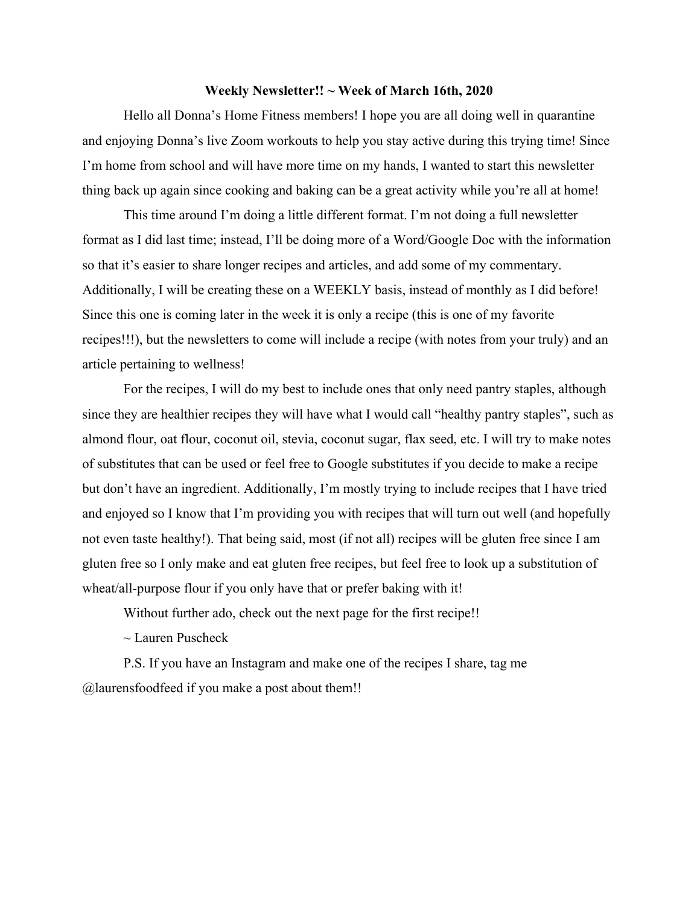**Weekly Newsletter!! ~ Week of March 16th, 2020**

Hello all Donna's Home Fitness members! I hope you are all doing well in quarantine and enjoying Donna's live Zoom workouts to help you stay active during this trying time! Since I'm home from school and will have more time on my hands, I wanted to start this newsletter thing back up again since cooking and baking can be a great activity while you're all at home!

This time around I'm doing a little different format. I'm not doing a full newsletter format as I did last time; instead, I'll be doing more of a Word/Google Doc with the information so that it's easier to share longer recipes and articles, and add some of my commentary. Additionally, I will be creating these on a WEEKLY basis, instead of monthly as I did before! Since this one is coming later in the week it is only a recipe (this is one of my favorite recipes!!!), but the newsletters to come will include a recipe (with notes from your truly) and an article pertaining to wellness!

For the recipes, I will do my best to include ones that only need pantry staples, although since they are healthier recipes they will have what I would call "healthy pantry staples", such as almond flour, oat flour, coconut oil, stevia, coconut sugar, flax seed, etc. I will try to make notes of substitutes that can be used or feel free to Google substitutes if you decide to make a recipe but don't have an ingredient. Additionally, I'm mostly trying to include recipes that I have tried and enjoyed so I know that I'm providing you with recipes that will turn out well (and hopefully not even taste healthy!). That being said, most (if not all) recipes will be gluten free since I am gluten free so I only make and eat gluten free recipes, but feel free to look up a substitution of wheat/all-purpose flour if you only have that or prefer baking with it!

Without further ado, check out the next page for the first recipe!!

~ Lauren Puscheck

P.S. If you have an Instagram and make one of the recipes I share, tag me @laurensfoodfeed if you make a post about them!!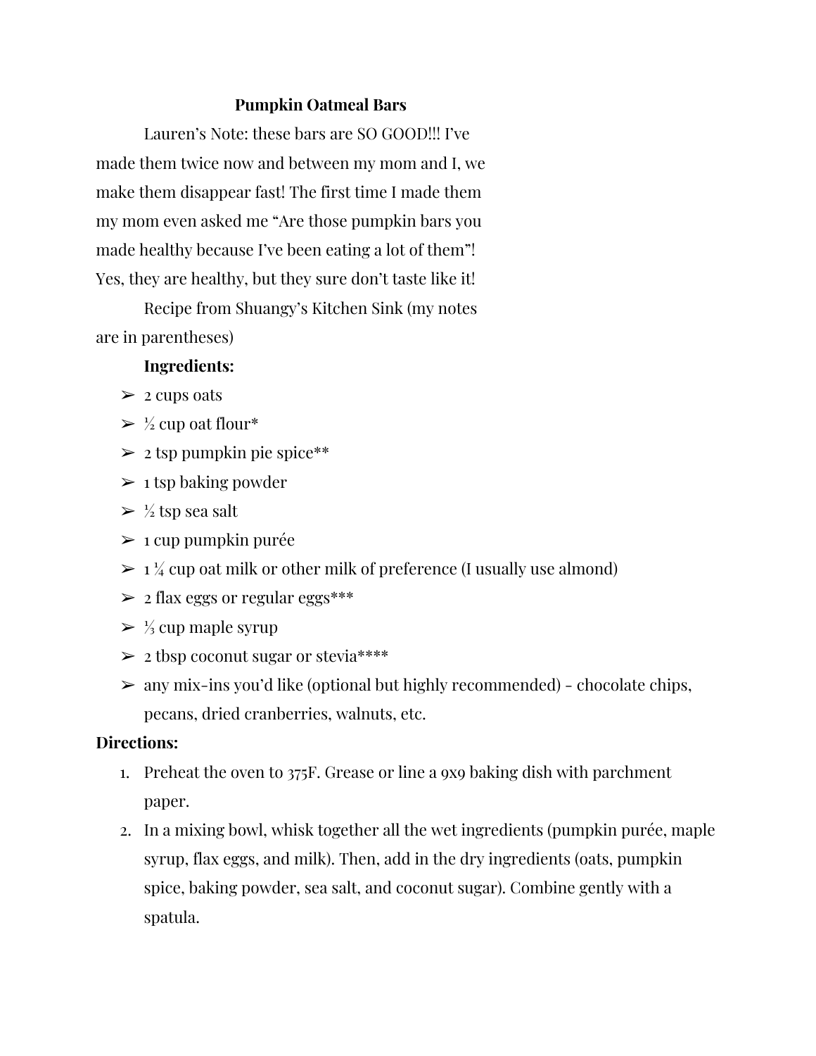# Pumpkin Oatmeal Bars

Lauren's Note: these bars are SO GOOD!!! I've made them twice now and between my mom and I, we make them disappear fast! The first time I made them my mom even asked me "Are those pumpkin bars you made healthy because I've been eating a lot of them"! Yes, they are healthy, but they sure don't taste like it!

Recipe from Shuangy's Kitchen Sink (my notes are in parentheses)

**Ingredients:**

- 2 cups oats
- ½ cup oat flour*
- 2 tsp pumpkin pie spice**
- 1 tsp baking powder
- ½ tsp sea salt
- 1 cup pumpkin purée
- 1 ¼ cup oat milk or other milk of preference (I usually use almond)
- 2 flax eggs or regular eggs***
- ⅓ cup maple syrup
- 2 tbsp coconut sugar or stevia****
- any mix-ins you'd like (optional but highly recommended) - chocolate chips, pecans, dried cranberries, walnuts, etc.

**Directions:**

1. Preheat the oven to 375F. Grease or line a 9x9 baking dish with parchment paper.
2. In a mixing bowl, whisk together all the wet ingredients (pumpkin purée, maple syrup, flax eggs, and milk). Then, add in the dry ingredients (oats, pumpkin spice, baking powder, sea salt, and coconut sugar). Combine gently with a spatula.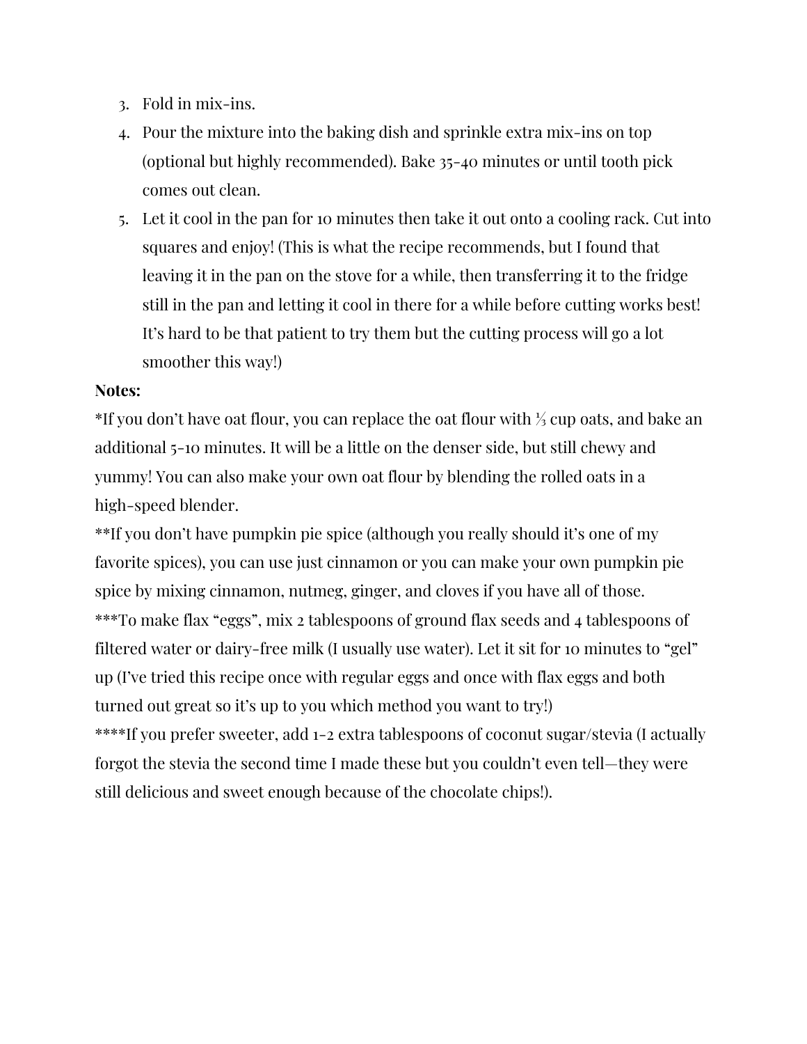3. Fold in mix-ins.
4. Pour the mixture into the baking dish and sprinkle extra mix-ins on top (optional but highly recommended). Bake 35-40 minutes or until tooth pick comes out clean.
5. Let it cool in the pan for 10 minutes then take it out onto a cooling rack. Cut into squares and enjoy! (This is what the recipe recommends, but I found that leaving it in the pan on the stove for a while, then transferring it to the fridge still in the pan and letting it cool in there for a while before cutting works best! It's hard to be that patient to try them but the cutting process will go a lot smoother this way!)

**Notes:**

*If you don't have oat flour, you can replace the oat flour with ⅓ cup oats, and bake an additional 5-10 minutes. It will be a little on the denser side, but still chewy and yummy! You can also make your own oat flour by blending the rolled oats in a high-speed blender.

**If you don't have pumpkin pie spice (although you really should it's one of my favorite spices), you can use just cinnamon or you can make your own pumpkin pie spice by mixing cinnamon, nutmeg, ginger, and cloves if you have all of those.

***To make flax "eggs", mix 2 tablespoons of ground flax seeds and 4 tablespoons of filtered water or dairy-free milk (I usually use water). Let it sit for 10 minutes to "gel" up (I've tried this recipe once with regular eggs and once with flax eggs and both turned out great so it's up to you which method you want to try!)

****If you prefer sweeter, add 1-2 extra tablespoons of coconut sugar/stevia (I actually forgot the stevia the second time I made these but you couldn't even tell—they were still delicious and sweet enough because of the chocolate chips!).